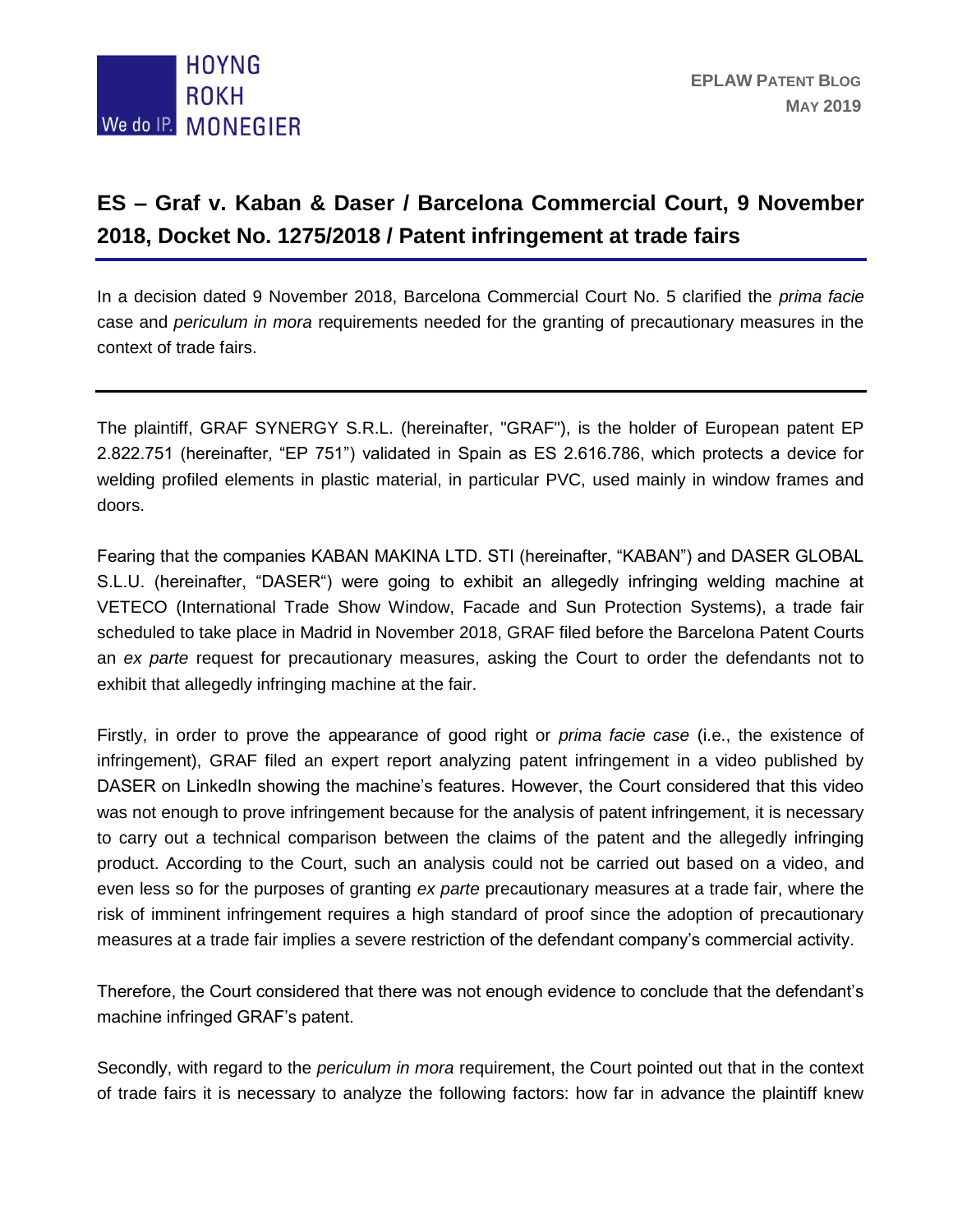# ES – Graf v. Kaban & Daser / Barcelona Commercial Court, 9 November 2018, Docket No. 1275/2018 / Patent infringement at trade fairs

In a decision dated 9 November 2018, Barcelona Commercial Court No. 5 clarified the *prima facie* case and *periculum in mora* requirements needed for the granting of precautionary measures in the context of trade fairs.

---

The plaintiff, GRAF SYNERGY S.R.L. (hereinafter, "GRAF"), is the holder of European patent EP 2.822.751 (hereinafter, "EP 751") validated in Spain as ES 2.616.786, which protects a device for welding profiled elements in plastic material, in particular PVC, used mainly in window frames and doors.

Fearing that the companies KABAN MAKINA LTD. STI (hereinafter, "KABAN") and DASER GLOBAL S.L.U. (hereinafter, "DASER") were going to exhibit an allegedly infringing welding machine at VETECO (International Trade Show Window, Facade and Sun Protection Systems), a trade fair scheduled to take place in Madrid in November 2018, GRAF filed before the Barcelona Patent Courts an *ex parte* request for precautionary measures, asking the Court to order the defendants not to exhibit that allegedly infringing machine at the fair.

Firstly, in order to prove the appearance of good right or *prima facie case* (i.e., the existence of infringement), GRAF filed an expert report analyzing patent infringement in a video published by DASER on LinkedIn showing the machine's features. However, the Court considered that this video was not enough to prove infringement because for the analysis of patent infringement, it is necessary to carry out a technical comparison between the claims of the patent and the allegedly infringing product. According to the Court, such an analysis could not be carried out based on a video, and even less so for the purposes of granting *ex parte* precautionary measures at a trade fair, where the risk of imminent infringement requires a high standard of proof since the adoption of precautionary measures at a trade fair implies a severe restriction of the defendant company's commercial activity.

Therefore, the Court considered that there was not enough evidence to conclude that the defendant's machine infringed GRAF's patent.

Secondly, with regard to the *periculum in mora* requirement, the Court pointed out that in the context of trade fairs it is necessary to analyze the following factors: how far in advance the plaintiff knew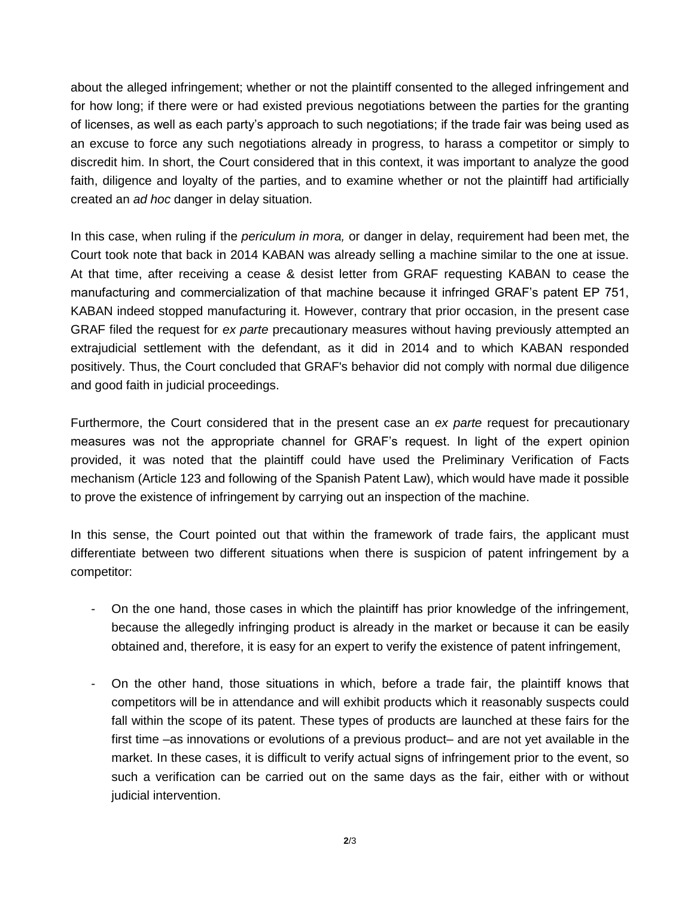about the alleged infringement; whether or not the plaintiff consented to the alleged infringement and for how long; if there were or had existed previous negotiations between the parties for the granting of licenses, as well as each party's approach to such negotiations; if the trade fair was being used as an excuse to force any such negotiations already in progress, to harass a competitor or simply to discredit him. In short, the Court considered that in this context, it was important to analyze the good faith, diligence and loyalty of the parties, and to examine whether or not the plaintiff had artificially created an *ad hoc* danger in delay situation.

In this case, when ruling if the *periculum in mora,* or danger in delay, requirement had been met, the Court took note that back in 2014 KABAN was already selling a machine similar to the one at issue. At that time, after receiving a cease & desist letter from GRAF requesting KABAN to cease the manufacturing and commercialization of that machine because it infringed GRAF's patent EP 751, KABAN indeed stopped manufacturing it. However, contrary that prior occasion, in the present case GRAF filed the request for *ex parte* precautionary measures without having previously attempted an extrajudicial settlement with the defendant, as it did in 2014 and to which KABAN responded positively. Thus, the Court concluded that GRAF's behavior did not comply with normal due diligence and good faith in judicial proceedings.

Furthermore, the Court considered that in the present case an *ex parte* request for precautionary measures was not the appropriate channel for GRAF's request. In light of the expert opinion provided, it was noted that the plaintiff could have used the Preliminary Verification of Facts mechanism (Article 123 and following of the Spanish Patent Law), which would have made it possible to prove the existence of infringement by carrying out an inspection of the machine.

In this sense, the Court pointed out that within the framework of trade fairs, the applicant must differentiate between two different situations when there is suspicion of patent infringement by a competitor:

- On the one hand, those cases in which the plaintiff has prior knowledge of the infringement, because the allegedly infringing product is already in the market or because it can be easily obtained and, therefore, it is easy for an expert to verify the existence of patent infringement,

- On the other hand, those situations in which, before a trade fair, the plaintiff knows that competitors will be in attendance and will exhibit products which it reasonably suspects could fall within the scope of its patent. These types of products are launched at these fairs for the first time –as innovations or evolutions of a previous product– and are not yet available in the market. In these cases, it is difficult to verify actual signs of infringement prior to the event, so such a verification can be carried out on the same days as the fair, either with or without judicial intervention.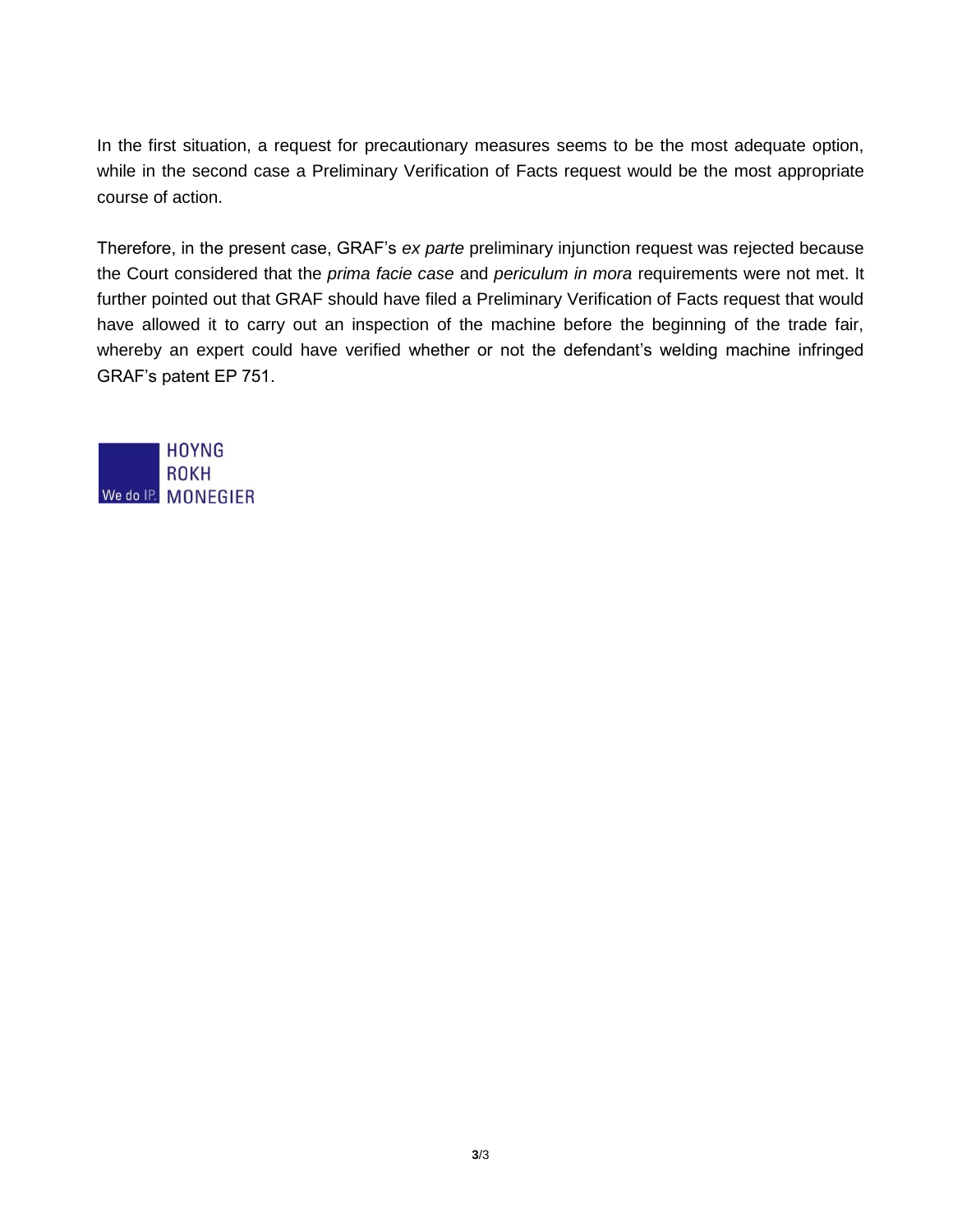In the first situation, a request for precautionary measures seems to be the most adequate option, while in the second case a Preliminary Verification of Facts request would be the most appropriate course of action.

Therefore, in the present case, GRAF's *ex parte* preliminary injunction request was rejected because the Court considered that the *prima facie case* and *periculum in mora* requirements were not met. It further pointed out that GRAF should have filed a Preliminary Verification of Facts request that would have allowed it to carry out an inspection of the machine before the beginning of the trade fair, whereby an expert could have verified whether or not the defendant's welding machine infringed GRAF's patent EP 751.

HOYNG
ROKH
We do IP. MONEGIER